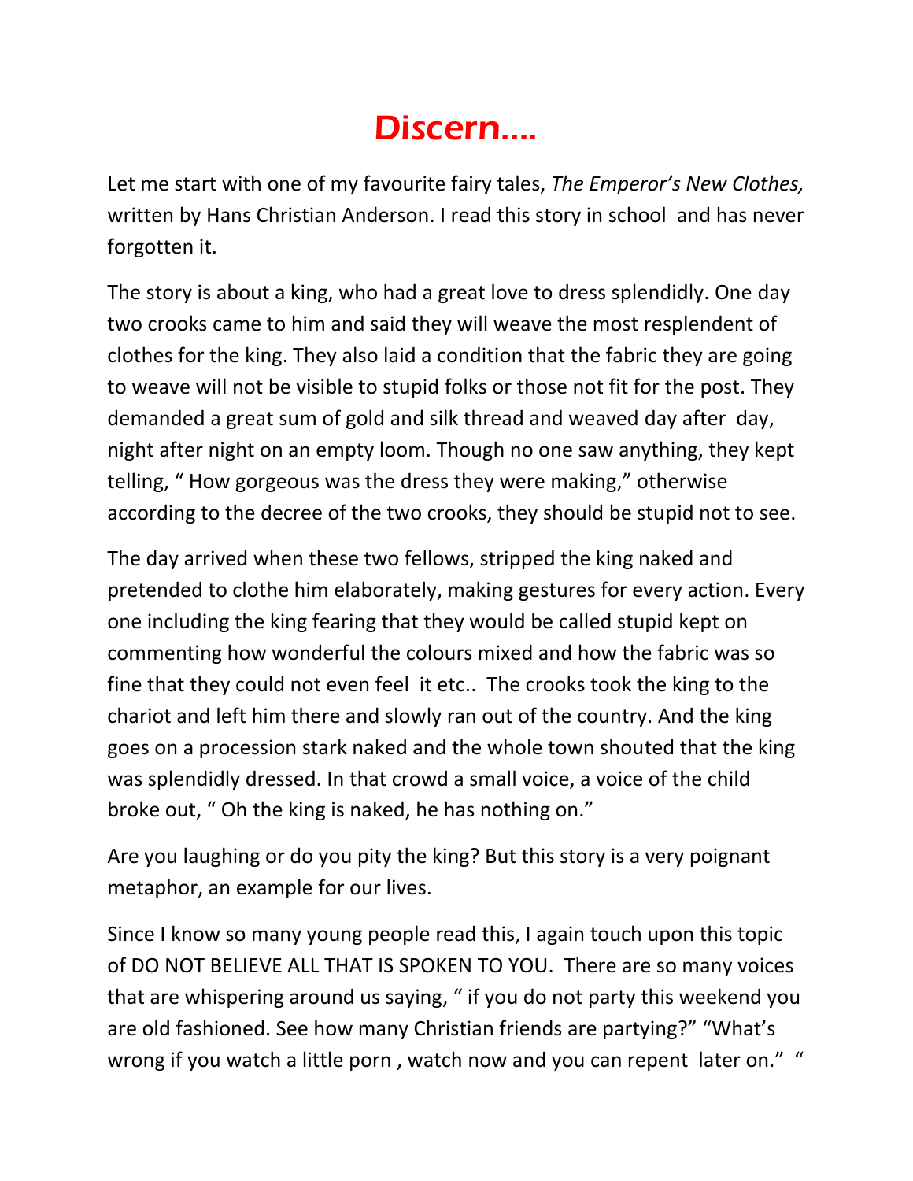# Discern….

Let me start with one of my favourite fairy tales, *The Emperor's New Clothes,* written by Hans Christian Anderson. I read this story in school and has never forgotten it.

The story is about a king, who had a great love to dress splendidly. One day two crooks came to him and said they will weave the most resplendent of clothes for the king. They also laid a condition that the fabric they are going to weave will not be visible to stupid folks or those not fit for the post. They demanded a great sum of gold and silk thread and weaved day after day, night after night on an empty loom. Though no one saw anything, they kept telling, " How gorgeous was the dress they were making," otherwise according to the decree of the two crooks, they should be stupid not to see.

The day arrived when these two fellows, stripped the king naked and pretended to clothe him elaborately, making gestures for every action. Every one including the king fearing that they would be called stupid kept on commenting how wonderful the colours mixed and how the fabric was so fine that they could not even feel it etc.. The crooks took the king to the chariot and left him there and slowly ran out of the country. And the king goes on a procession stark naked and the whole town shouted that the king was splendidly dressed. In that crowd a small voice, a voice of the child broke out, " Oh the king is naked, he has nothing on."

Are you laughing or do you pity the king? But this story is a very poignant metaphor, an example for our lives.

Since I know so many young people read this, I again touch upon this topic of DO NOT BELIEVE ALL THAT IS SPOKEN TO YOU. There are so many voices that are whispering around us saying, " if you do not party this weekend you are old fashioned. See how many Christian friends are partying?" "What's wrong if you watch a little porn , watch now and you can repent later on." "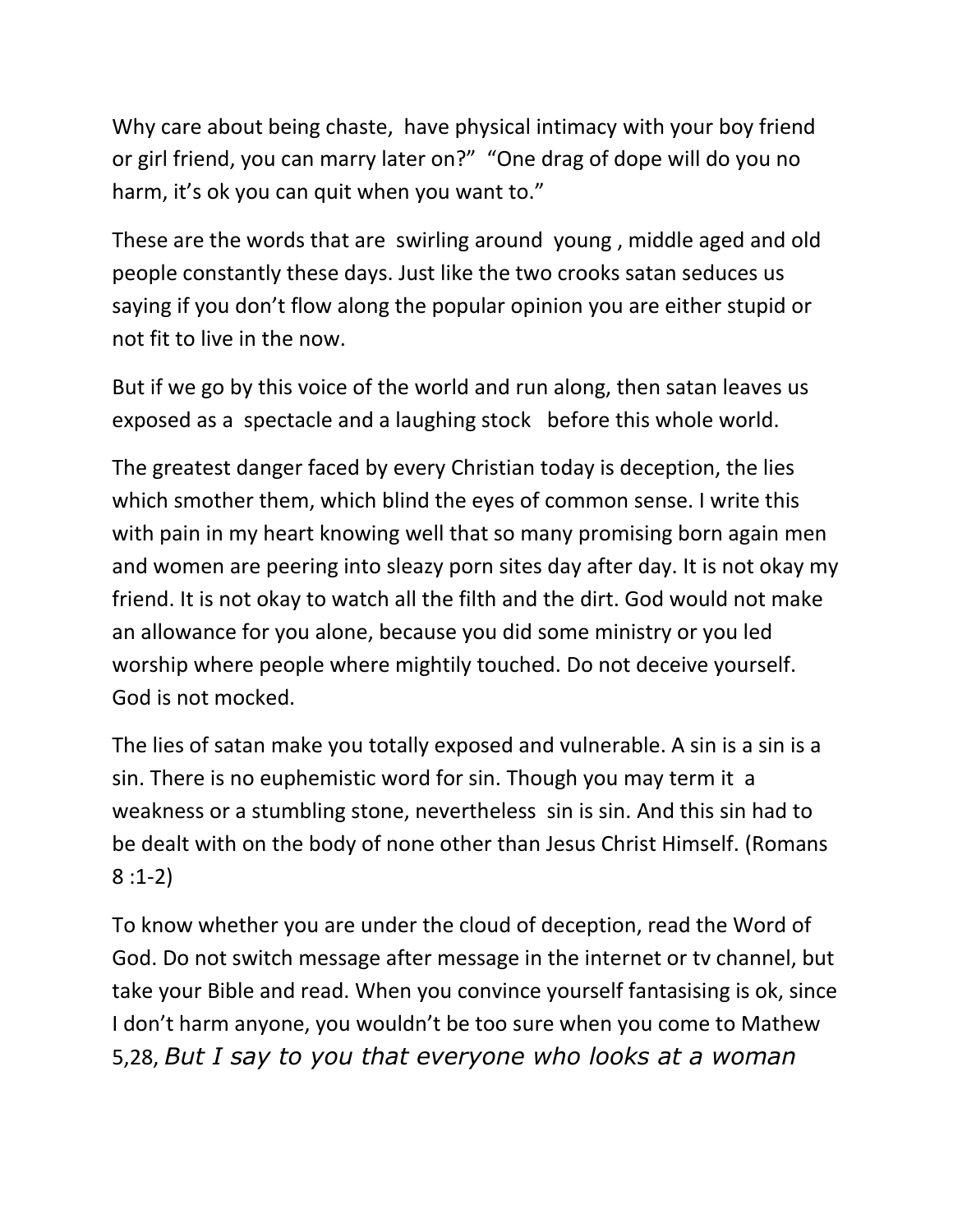Why care about being chaste, have physical intimacy with your boy friend or girl friend, you can marry later on?" "One drag of dope will do you no harm, it's ok you can quit when you want to."

These are the words that are swirling around young , middle aged and old people constantly these days. Just like the two crooks satan seduces us saying if you don't flow along the popular opinion you are either stupid or not fit to live in the now.

But if we go by this voice of the world and run along, then satan leaves us exposed as a spectacle and a laughing stock before this whole world.

The greatest danger faced by every Christian today is deception, the lies which smother them, which blind the eyes of common sense. I write this with pain in my heart knowing well that so many promising born again men and women are peering into sleazy porn sites day after day. It is not okay my friend. It is not okay to watch all the filth and the dirt. God would not make an allowance for you alone, because you did some ministry or you led worship where people where mightily touched. Do not deceive yourself. God is not mocked.

The lies of satan make you totally exposed and vulnerable. A sin is a sin is a sin. There is no euphemistic word for sin. Though you may term it a weakness or a stumbling stone, nevertheless sin is sin. And this sin had to be dealt with on the body of none other than Jesus Christ Himself. (Romans 8 :1-2)

To know whether you are under the cloud of deception, read the Word of God. Do not switch message after message in the internet or tv channel, but take your Bible and read. When you convince yourself fantasising is ok, since I don't harm anyone, you wouldn't be too sure when you come to Mathew 5,28, *But I say to you that everyone who looks at a woman*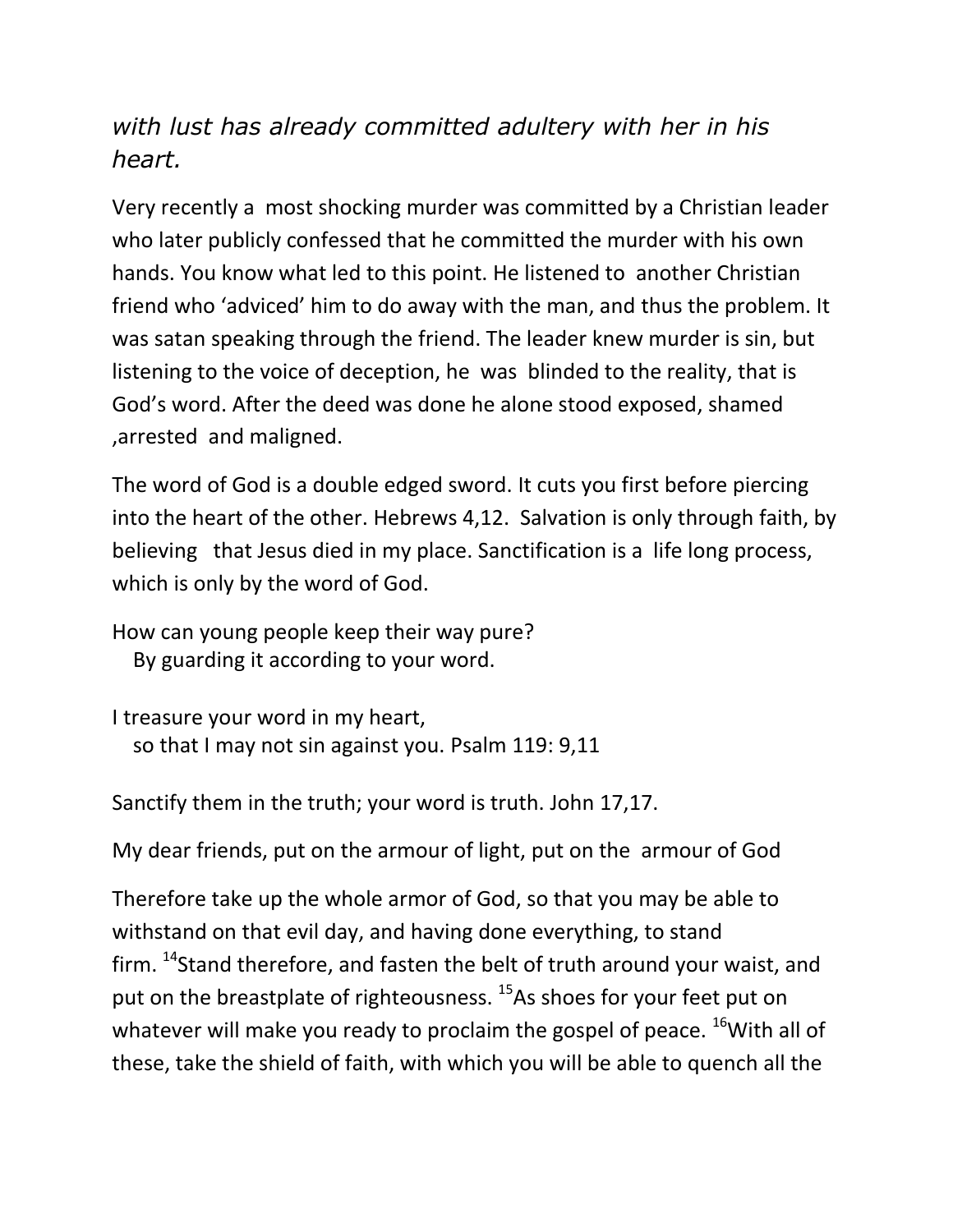*with lust has already committed adultery with her in his heart.*

Very recently a most shocking murder was committed by a Christian leader who later publicly confessed that he committed the murder with his own hands. You know what led to this point. He listened to another Christian friend who 'adviced' him to do away with the man, and thus the problem. It was satan speaking through the friend. The leader knew murder is sin, but listening to the voice of deception, he was blinded to the reality, that is God's word. After the deed was done he alone stood exposed, shamed ,arrested and maligned.

The word of God is a double edged sword. It cuts you first before piercing into the heart of the other. Hebrews 4,12. Salvation is only through faith, by believing that Jesus died in my place. Sanctification is a life long process, which is only by the word of God.

How can young people keep their way pure?
  By guarding it according to your word.

I treasure your word in my heart,
  so that I may not sin against you. Psalm 119: 9,11

Sanctify them in the truth; your word is truth. John 17,17.

My dear friends, put on the armour of light, put on the armour of God

Therefore take up the whole armor of God, so that you may be able to withstand on that evil day, and having done everything, to stand firm. [14]Stand therefore, and fasten the belt of truth around your waist, and put on the breastplate of righteousness. [15]As shoes for your feet put on whatever will make you ready to proclaim the gospel of peace. [16]With all of these, take the shield of faith, with which you will be able to quench all the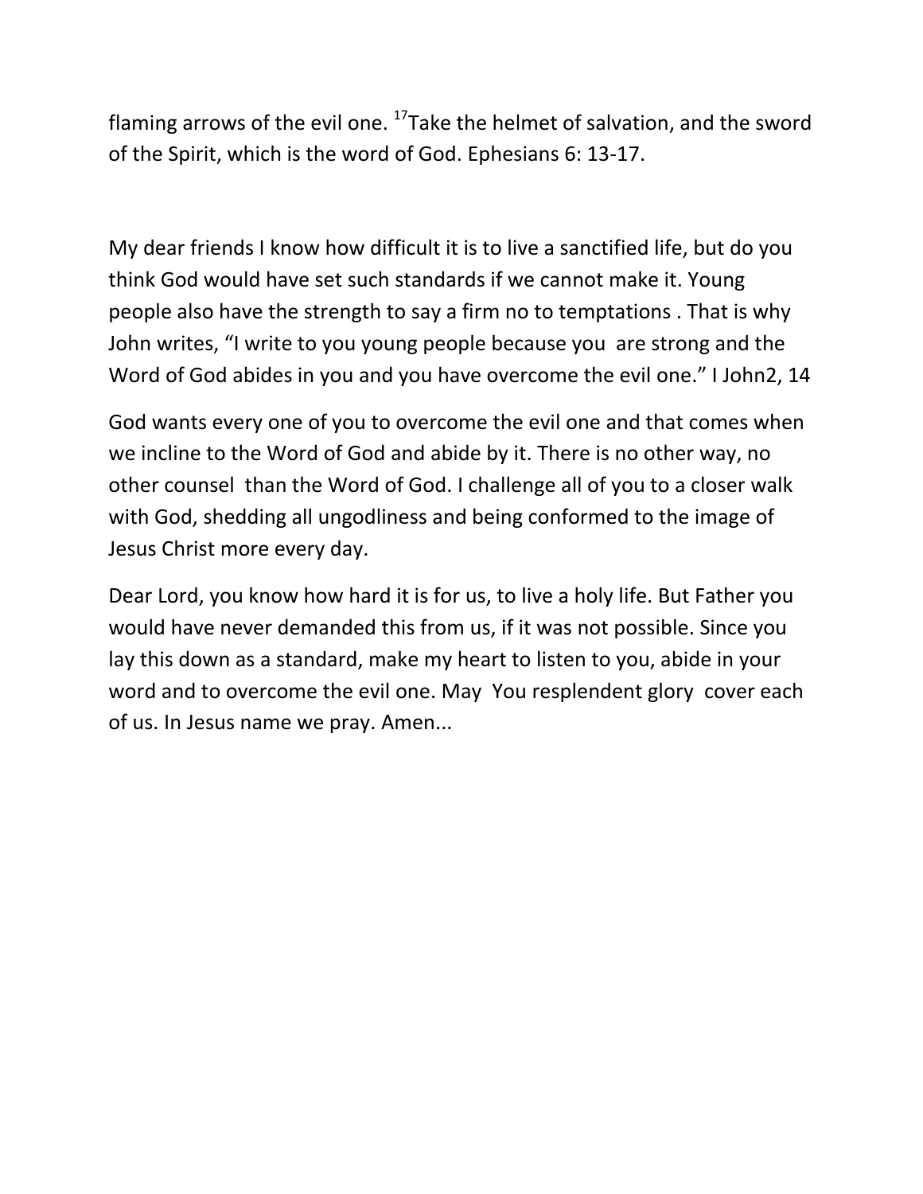flaming arrows of the evil one. [17]Take the helmet of salvation, and the sword of the Spirit, which is the word of God. Ephesians 6: 13-17.

My dear friends I know how difficult it is to live a sanctified life, but do you think God would have set such standards if we cannot make it. Young people also have the strength to say a firm no to temptations . That is why John writes, "I write to you young people because you are strong and the Word of God abides in you and you have overcome the evil one." I John2, 14

God wants every one of you to overcome the evil one and that comes when we incline to the Word of God and abide by it. There is no other way, no other counsel than the Word of God. I challenge all of you to a closer walk with God, shedding all ungodliness and being conformed to the image of Jesus Christ more every day.

Dear Lord, you know how hard it is for us, to live a holy life. But Father you would have never demanded this from us, if it was not possible. Since you lay this down as a standard, make my heart to listen to you, abide in your word and to overcome the evil one. May You resplendent glory cover each of us. In Jesus name we pray. Amen...